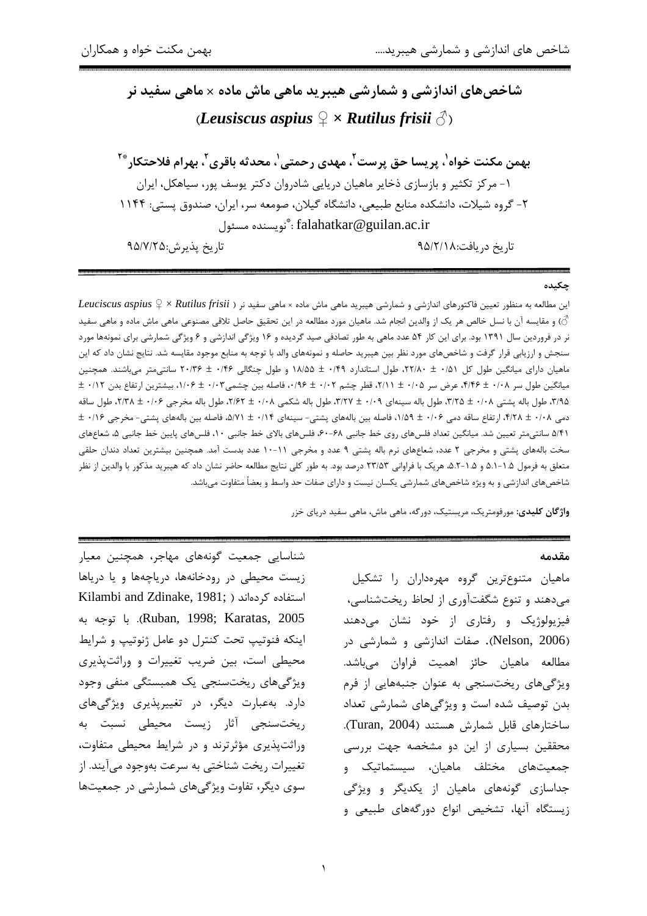# شاخص‌های اندازشی و شمارشی هیبرید ماهی ماش ماده × ماهی سفید نر

## (*Leusiscus aspius* ♀ × *Rutilus frisii* ♂)

**بهمن مکنت خواه[1]، پریسا حق پرست[2]، مهدی رحمتی[1]، محدثه باقری[2]، بهرام فلاحتکار[2*]**

۱- مرکز تکثیر و بازسازی ذخایر ماهیان دریایی شادروان دکتر یوسف پور، سیاهکل، ایران

۲- گروه شیلات، دانشکده منابع طبیعی، دانشگاه گیلان، صومعه سر، ایران، صندوق پستی: ۱۱۴۴

*نویسنده مسئول: falahatkar@guilan.ac.ir

تاریخ دریافت:۹۵/۲/۱۸ تاریخ پذیرش:۹۵/۷/۲۵

### چکیده

این مطالعه به منظور تعیین فاکتورهای اندازشی و شمارشی هیبرید ماهی ماش ماده × ماهی سفید نر (*Leuciscus aspius* ♀ × *Rutilus frisii* ♂) و مقایسه آن با نسل خالص هر یک از والدین انجام شد. ماهیان مورد مطالعه در این تحقیق حاصل تلاقی مصنوعی ماهی ماش ماده و ماهی سفید نر در فروردین سال ۱۳۹۱ بود. برای این کار ۵۴ عدد ماهی به طور تصادفی صید گردیده و ۱۶ ویژگی اندازشی و ۶ ویژگی شمارشی برای نمونه‌ها مورد سنجش و ارزیابی قرار گرفت و شاخص‌های مورد نظر بین هیبرید حاصله و نمونه‌های والد با توجه به منابع موجود مقایسه شد. نتایج نشان داد که این ماهیان دارای میانگین طول کل ۰/۵۱ ± ۲۲/۸۰، طول استاندارد ۰/۴۹ ± ۱۸/۵۵ و طول چنگالی ۰/۴۶ ± ۲۰/۳۶ سانتی‌متر می‌باشند. همچنین میانگین طول سر ۰/۰۸ ± ۴/۴۶، عرض سر ۰/۰۵ ± ۲/۱۱، قطر چشم ۰/۰۲ ± ۰/۹۶، فاصله بین چشمی۰/۰۳ ± ۱/۰۶، بیشترین ارتفاع بدن ۰/۱۲ ± ۳/۹۵، طول باله پشتی ۰/۰۸ ± ۳/۲۵، طول باله سینه‌ای ۰/۰۹ ± ۳/۲۷، طول باله شکمی ۰/۰۸ ± ۲/۶۲، طول باله مخرجی ۰/۰۶ ± ۲/۳۸، طول ساقه دمی ۰/۰۸ ± ۴/۲۸، ارتفاع ساقه دمی ۰/۰۶ ± ۱/۵۹، فاصله بین باله‌های پشتی- سینه‌ای ۰/۱۴ ± ۵/۷۱، فاصله بین باله‌های پشتی- مخرجی ۰/۱۶ ± ۵/۴۱ سانتی‌متر تعیین شد. میانگین تعداد فلس‌های روی خط جانبی ۶۸-۶۰، فلس‌های بالای خط جانبی ۱۰، فلس‌های پایین خط جانبی ۵، شعاع‌های سخت باله‌های پشتی و مخرجی ۲ عدد، شعاع‌های نرم باله پشتی ۹ عدد و مخرجی ۱۱-۱۰ عدد بدست آمد. همچنین بیشترین تعداد دندان حلقی متعلق به فرمول ۵.۱-۱.۵ و ۵.۲-۱.۵، هریک با فراوانی ۲۳/۵۳ درصد بود. به طور کلی نتایج مطالعه حاضر نشان داد که هیبرید مذکور با والدین از نظر شاخص‌های اندازشی و به ویژه شاخص‌های شمارشی یکسان نیست و دارای صفات حد واسط و بعضاً متفاوت می‌باشد.

**واژگان کلیدی:** مورفومتریک، مریستیک، دورگه، ماهی ماش، ماهی سفید دریای خزر

### مقدمه

ماهیان متنوع‌ترین گروه مهره‌داران را تشکیل می‌دهند و تنوع شگفت‌آوری از لحاظ ریخت‌شناسی، فیزیولوژیک و رفتاری از خود نشان می‌دهند (Nelson, 2006). صفات اندازشی و شمارشی در مطالعه ماهیان حائز اهمیت فراوان می‌باشد. ویژگی‌های ریخت‌سنجی به عنوان جنبه‌هایی از فرم بدن توصیف شده است و ویژگی‌های شمارشی تعداد ساختارهای قابل شمارش هستند (Turan, 2004). محققین بسیاری از این دو مشخصه جهت بررسی جمعیت‌های مختلف ماهیان، سیستماتیک و جداسازی گونه‌های ماهیان از یکدیگر و ویژگی زیستگاه آنها، تشخیص انواع دورگه‌های طبیعی و شناسایی جمعیت گونه‌های مهاجر، همچنین معیار زیست محیطی در رودخانه‌ها، دریاچه‌ها و یا دریاها استفاده کرده‌اند (Kilambi and Zdinake, 1981; Ruban, 1998; Karatas, 2005). با توجه به اینکه فنوتیپ تحت کنترل دو عامل ژنوتیپ و شرایط محیطی است، بین ضریب تغییرات و وراثت‌پذیری ویژگی‌های ریخت‌سنجی یک همبستگی منفی وجود دارد. به‌عبارت دیگر، در تغییرپذیری ویژگی‌های ریخت‌سنجی آثار زیست محیطی نسبت به وراثت‌پذیری مؤثرترند و در شرایط محیطی متفاوت، تغییرات ریخت شناختی به سرعت به‌وجود می‌آیند. از سوی دیگر، تفاوت ویژگی‌های شمارشی در جمعیت‌ها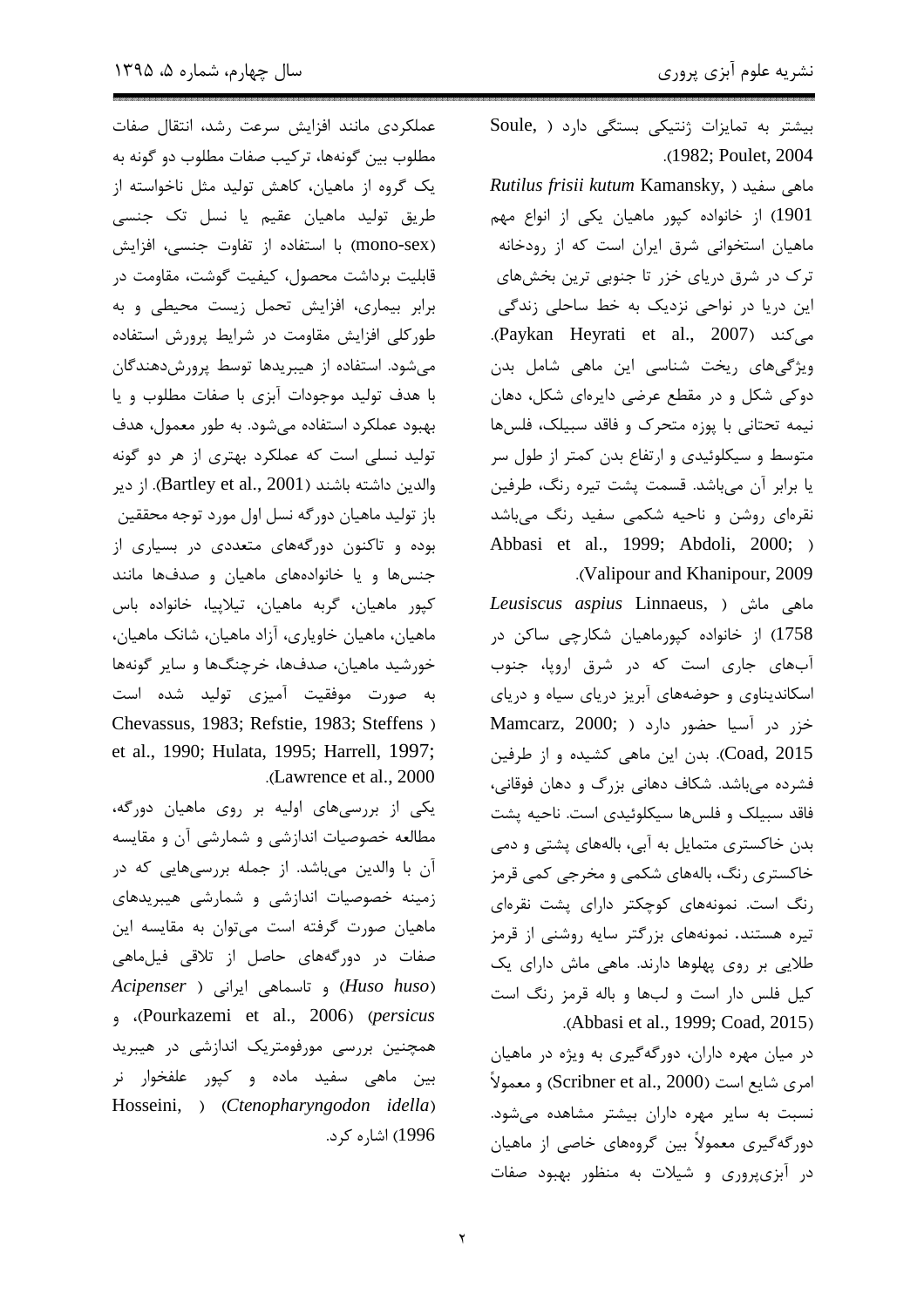بیشتر به تمایزات ژنتیکی بستگی دارد (Soule, 1982; Poulet, 2004).

ماهی سفید (*Rutilus frisii kutum* Kamansky, 1901) از خانواده کپور ماهیان یکی از انواع مهم ماهیان استخوانی شرق ایران است که از رودخانه ترک در شرق دریای خزر تا جنوبی ترین بخش‌های این دریا در نواحی نزدیک به خط ساحلی زندگی می‌کند (Paykan Heyrati et al., 2007). ویژگی‌های ریخت شناسی این ماهی شامل بدن دوکی شکل و در مقطع عرضی دایره‌ای شکل، دهان نیمه تحتانی با پوزه متحرک و فاقد سبیلک، فلس‌ها متوسط و سیکلوئیدی و ارتفاع بدن کمتر از طول سر یا برابر آن می‌باشد. قسمت پشت تیره رنگ، طرفین نقره‌ای روشن و ناحیه شکمی سفید رنگ می‌باشد (Abbasi et al., 1999; Abdoli, 2000; Valipour and Khanipour, 2009).

ماهی ماش (*Leusiscus aspius* Linnaeus, 1758) از خانواده کپورماهیان شکارچی ساکن در آب‌های جاری است که در شرق اروپا، جنوب اسکاندیناوی و حوضه‌های آبریز دریای سیاه و دریای خزر در آسیا حضور دارد (Mamcarz, 2000; Coad, 2015). بدن این ماهی کشیده و از طرفین فشرده می‌باشد. شکاف دهانی بزرگ و دهان فوقانی، فاقد سبیلک و فلس‌ها سیکلوئیدی است. ناحیه پشت بدن خاکستری متمایل به آبی، باله‌های پشتی و دمی خاکستری رنگ، باله‌های شکمی و مخرجی کمی قرمز رنگ است. نمونه‌های کوچکتر دارای پشت نقره‌ای تیره هستند. نمونه‌های بزرگتر سایه روشنی از قرمز طلایی بر روی پهلوها دارند. ماهی ماش دارای یک کیل فلس دار است و لب‌ها و باله قرمز رنگ است (Abbasi et al., 1999; Coad, 2015).

در میان مهره داران، دورگه‌گیری به ویژه در ماهیان امری شایع است (Scribner et al., 2000) و معمولاً نسبت به سایر مهره داران بیشتر مشاهده می‌شود. دورگه‌گیری معمولاً بین گروه‌های خاصی از ماهیان در آبزی‌پروری و شیلات به منظور بهبود صفات عملکردی مانند افزایش سرعت رشد، انتقال صفات مطلوب بین گونه‌ها، ترکیب صفات مطلوب دو گونه به یک گروه از ماهیان، کاهش تولید مثل ناخواسته از طریق تولید ماهیان عقیم یا نسل تک جنسی (mono-sex) با استفاده از تفاوت جنسی، افزایش قابلیت برداشت محصول، کیفیت گوشت، مقاومت در برابر بیماری، افزایش تحمل زیست محیطی و به طورکلی افزایش مقاومت در شرایط پرورش استفاده می‌شود. استفاده از هیبریدها توسط پرورش‌دهندگان با هدف تولید موجودات آبزی با صفات مطلوب و یا بهبود عملکرد استفاده می‌شود. به طور معمول، هدف تولید نسلی است که عملکرد بهتری از هر دو گونه والدین داشته باشند (Bartley et al., 2001). از دیر باز تولید ماهیان دورگه نسل اول مورد توجه محققین بوده و تاکنون دورگه‌های متعددی در بسیاری از جنس‌ها و یا خانواده‌های ماهیان و صدف‌ها مانند کپور ماهیان، گربه ماهیان، تیلاپیا، خانواده باس ماهیان، ماهیان خاویاری، آزاد ماهیان، شانک ماهیان، خورشید ماهیان، صدف‌ها، خرچنگ‌ها و سایر گونه‌ها به صورت موفقیت آمیزی تولید شده است (Chevassus, 1983; Refstie, 1983; Steffens et al., 1990; Hulata, 1995; Harrell, 1997; Lawrence et al., 2000).

یکی از بررسی‌های اولیه بر روی ماهیان دورگه، مطالعه خصوصیات اندازشی و شمارشی آن و مقایسه آن با والدین می‌باشد. از جمله بررسی‌هایی که در زمینه خصوصیات اندازشی و شمارشی هیبریدهای ماهیان صورت گرفته است می‌توان به مقایسه این صفات در دورگه‌های حاصل از تلاقی فیل‌ماهی (*Huso huso*) و تاسماهی ایرانی (*Acipenser persicus*) (Pourkazemi et al., 2006)، و همچنین بررسی مورفومتریک اندازشی در هیبرید بین ماهی سفید ماده و کپور علفخوار نر (*Ctenopharyngodon idella*) (Hosseini, 1996) اشاره کرد.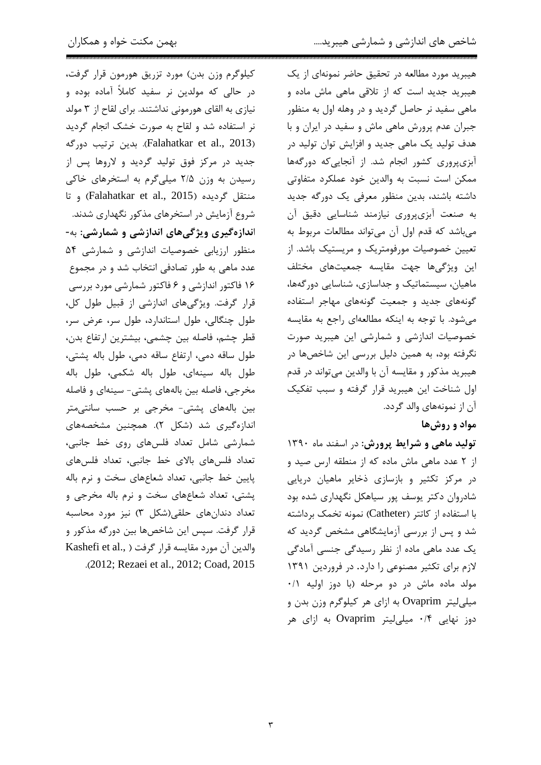هیبرید مورد مطالعه در تحقیق حاضر نمونه‌ای از یک هیبرید جدید است که از تلاقی ماهی ماش ماده و ماهی سفید نر حاصل گردید و در وهله اول به منظور جبران عدم پرورش ماهی ماش و سفید در ایران و با هدف تولید یک ماهی جدید و افزایش توان تولید در آبزی‌پروری کشور انجام شد. از آنجایی‌که دورگه‌ها ممکن است نسبت به والدین خود عملکرد متفاوتی داشته باشند، بدین منظور معرفی یک دورگه جدید به صنعت آبزی‌پروری نیازمند شناسایی دقیق آن می‌باشد که قدم اول آن می‌تواند مطالعات مربوط به تعیین خصوصیات مورفومتریک و مریستیک باشد. از این ویژگی‌ها جهت مقایسه جمعیت‌های مختلف ماهیان، سیستماتیک و جداسازی، شناسایی دورگه‌ها، گونه‌های جدید و جمعیت گونه‌های مهاجر استفاده می‌شود. با توجه به اینکه مطالعه‌ای راجع به مقایسه خصوصیات اندازشی و شمارشی این هیبرید صورت نگرفته بود، به همین دلیل بررسی این شاخص‌ها در هیبرید مذکور و مقایسه آن با والدین می‌تواند در قدم اول شناخت این هیبرید قرار گرفته و سبب تفکیک آن از نمونه‌های والد گردد.

## مواد و روش‌ها

**تولید ماهی و شرایط پرورش:** در اسفند ماه ۱۳۹۰ از ۲ عدد ماهی ماش ماده که از منطقه ارس صید و در مرکز تکثیر و بازسازی ذخایر ماهیان دریایی شادروان دکتر یوسف پور سیاهکل نگهداری شده بود با استفاده از کاتتر (Catheter) نمونه تخمک برداشته شد و پس از بررسی آزمایشگاهی مشخص گردید که یک عدد ماهی ماده از نظر رسیدگی جنسی آمادگی لازم برای تکثیر مصنوعی را دارد. در فروردین ۱۳۹۱ مولد ماده ماش در دو مرحله (با دوز اولیه ۰/۱ میلی‌لیتر Ovaprim به ازای هر کیلوگرم وزن بدن و دوز نهایی ۰/۴ میلی‌لیتر Ovaprim به ازای هر کیلوگرم وزن بدن) مورد تزریق هورمون قرار گرفت، در حالی که مولدین نر سفید کاملاً آماده بوده و نیازی به القای هورمونی نداشتند. برای لقاح از ۳ مولد نر استفاده شد و لقاح به صورت خشک انجام گردید (Falahatkar et al., 2013). بدین ترتیب دورگه جدید در مرکز فوق تولید گردید و لاروها پس از رسیدن به وزن ۲/۵ میلی‌گرم به استخرهای خاکی منتقل گردیده (Falahatkar et al., 2015) و تا شروع آزمایش در استخرهای مذکور نگهداری شدند.

**اندازه‌گیری ویژگی‌های اندازشی و شمارشی:** به‌منظور ارزیابی خصوصیات اندازشی و شمارشی ۵۴ عدد ماهی به طور تصادفی انتخاب شد و در مجموع ۱۶ فاکتور اندازشی و ۶ فاکتور شمارشی مورد بررسی قرار گرفت. ویژگی‌های اندازشی از قبیل طول کل، طول چنگالی، طول استاندارد، طول سر، عرض سر، قطر چشم، فاصله بین چشمی، بیشترین ارتفاع بدن، طول ساقه دمی، ارتفاع ساقه دمی، طول باله پشتی، طول باله سینه‌ای، طول باله شکمی، طول باله مخرجی، فاصله بین باله‌های پشتی- سینه‌ای و فاصله بین باله‌های پشتی- مخرجی بر حسب سانتی‌متر اندازه‌گیری شد (شکل ۲). همچنین مشخصه‌های شمارشی شامل تعداد فلس‌های روی خط جانبی، تعداد فلس‌های بالای خط جانبی، تعداد فلس‌های پایین خط جانبی، تعداد شعاع‌های سخت و نرم باله پشتی، تعداد شعاع‌های سخت و نرم باله مخرجی و تعداد دندان‌های حلقی(شکل ۳) نیز مورد محاسبه قرار گرفت. سپس این شاخص‌ها بین دورگه مذکور و والدین آن مورد مقایسه قرار گرفت (Kashefi et al., 2012; Rezaei et al., 2012; Coad, 2015).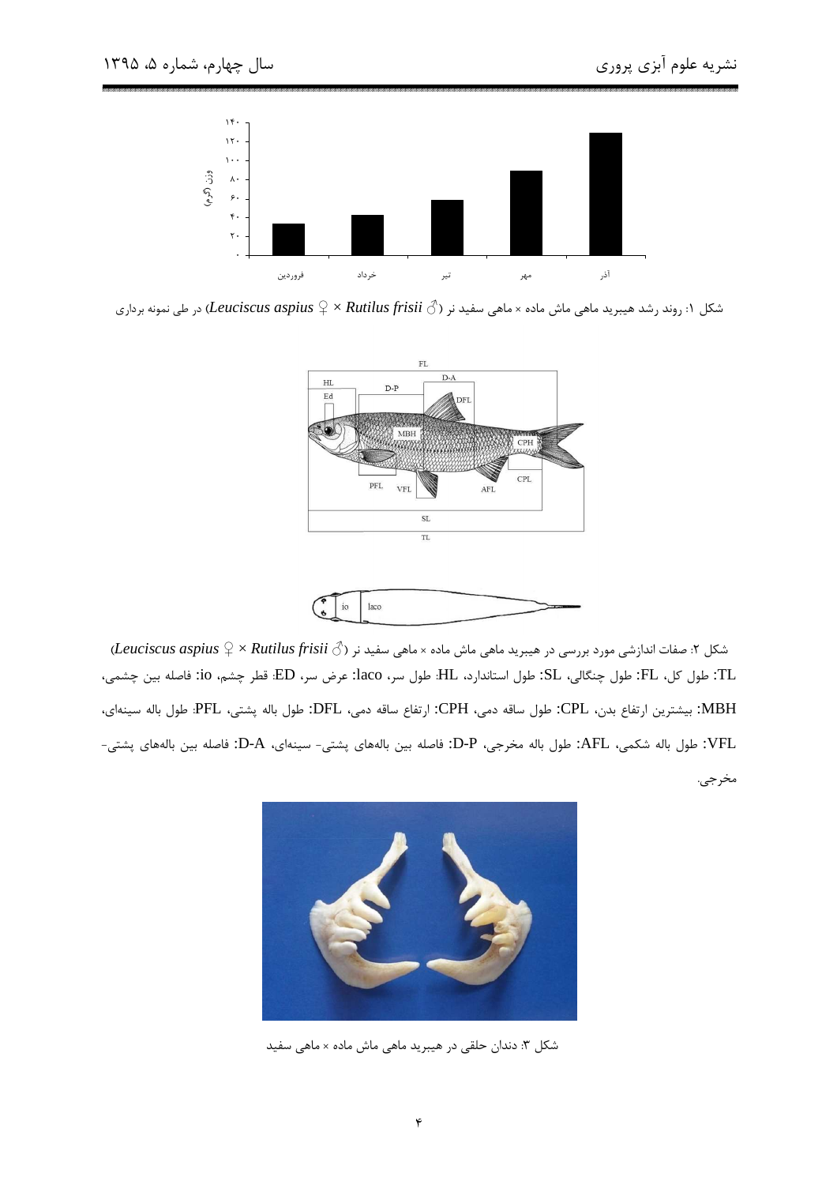شکل ۱: روند رشد هیبرید ماهی ماش ماده × ماهی سفید نر (*Leuciscus aspius* ♀ × *Rutilus frisii* ♂) در طی نمونه برداری

شکل ۲: صفات اندازشی مورد بررسی در هیبرید ماهی ماش ماده × ماهی سفید نر (*Leuciscus aspius* ♀ × *Rutilus frisii* ♂)
TL: طول کل، FL: طول چنگالی، SL: طول استاندارد، HL: طول سر، laco: عرض سر، ED: قطر چشم، io: فاصله بین چشمی، MBH: بیشترین ارتفاع بدن، CPL: طول ساقه دمی، CPH: ارتفاع ساقه دمی، DFL: طول باله پشتی، PFL: طول باله سینه‌ای، VFL: طول باله شکمی، AFL: طول باله مخرجی، D-P: فاصله بین باله‌های پشتی- سینه‌ای، D-A: فاصله بین باله‌های پشتی- مخرجی.

شکل ۳: دندان حلقی در هیبرید ماهی ماش ماده × ماهی سفید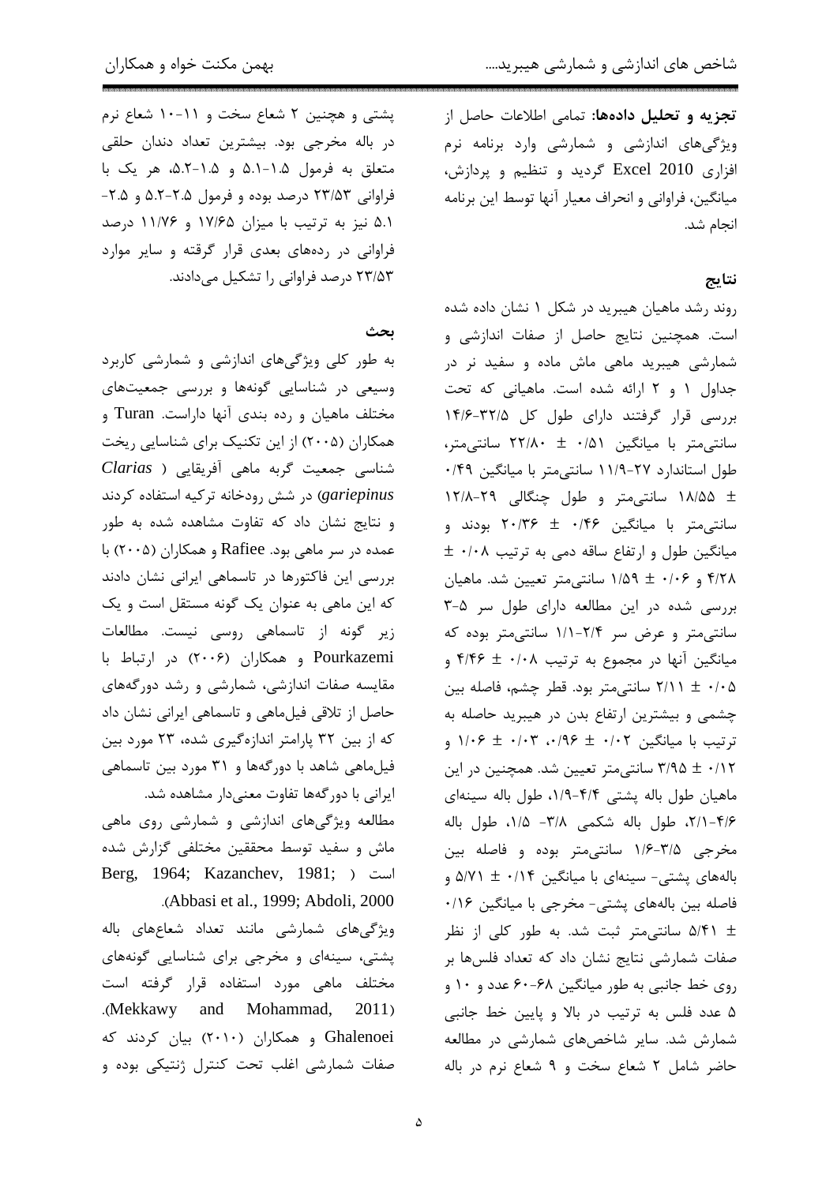**تجزیه و تحلیل داده‌ها:** تمامی اطلاعات حاصل از ویژگی‌های اندازشی و شمارشی وارد برنامه نرم افزاری Excel 2010 گردید و تنظیم و پردازش، میانگین، فراوانی و انحراف معیار آنها توسط این برنامه انجام شد.

## نتایج

روند رشد ماهیان هیبرید در شکل ۱ نشان داده شده است. همچنین نتایج حاصل از صفات اندازشی و شمارشی هیبرید ماهی ماش ماده و سفید نر در جداول ۱ و ۲ ارائه شده است. ماهیانی که تحت بررسی قرار گرفتند دارای طول کل ۳۲/۵-۱۴/۶ سانتی‌متر با میانگین ۰/۵۱ ± ۲۲/۸۰ سانتی‌متر، طول استاندارد ۲۷-۱۱/۹ سانتی‌متر با میانگین ۰/۴۹ ± ۱۸/۵۵ سانتی‌متر و طول چنگالی ۲۹-۱۲/۸ سانتی‌متر با میانگین ۰/۴۶ ± ۲۰/۳۶ بودند و میانگین طول و ارتفاع ساقه دمی به ترتیب ۰/۰۸ ± ۴/۲۸ و ۰/۰۶ ± ۱/۵۹ سانتی‌متر تعیین شد. ماهیان بررسی شده در این مطالعه دارای طول سر ۵-۳ سانتی‌متر و عرض سر ۲/۴-۱/۱ سانتی‌متر بوده که میانگین آنها در مجموع به ترتیب ۰/۰۸ ± ۴/۴۶ و ۰/۰۵ ± ۲/۱۱ سانتی‌متر بود. قطر چشم، فاصله بین چشمی و بیشترین ارتفاع بدن در هیبرید حاصله به ترتیب با میانگین ۰/۰۲ ± ۰/۹۶، ۰/۰۳ ± ۱/۰۶ و ۰/۱۲ ± ۳/۹۵ سانتی‌متر تعیین شد. همچنین در این ماهیان طول باله پشتی ۴/۴-۱/۹، طول باله سینه‌ای ۴/۶-۲/۱، طول باله شکمی ۳/۸- ۱/۵، طول باله مخرجی ۳/۵-۱/۶ سانتی‌متر بوده و فاصله بین باله‌های پشتی- سینه‌ای با میانگین ۰/۱۴ ± ۵/۷۱ و فاصله بین باله‌های پشتی- مخرجی با میانگین ۰/۱۶ ± ۵/۴۱ سانتی‌متر ثبت شد. به طور کلی از نظر صفات شمارشی نتایج نشان داد که تعداد فلس‌ها بر روی خط جانبی به طور میانگین ۶۸-۶۰ عدد و ۱۰ و ۵ عدد فلس به ترتیب در بالا و پایین خط جانبی شمارش شد. سایر شاخص‌های شمارشی در مطالعه حاضر شامل ۲ شعاع سخت و ۹ شعاع نرم در باله پشتی و همچنین ۲ شعاع سخت و ۱۱-۱۰ شعاع نرم در باله مخرجی بود. بیشترین تعداد دندان حلقی متعلق به فرمول ۱.۵-۵.۱ و ۱.۵-۵.۲، هر یک با فراوانی ۲۳/۵۳ درصد بوده و فرمول ۲.۵-۵.۲ و ۲.۵-۵.۱ نیز به ترتیب با میزان ۱۷/۶۵ و ۱۱/۷۶ درصد فراوانی در رده‌های بعدی قرار گرفته و سایر موارد ۲۳/۵۳ درصد فراوانی را تشکیل می‌دادند.

## بحث

به طور کلی ویژگی‌های اندازشی و شمارشی کاربرد وسیعی در شناسایی گونه‌ها و بررسی جمعیت‌های مختلف ماهیان و رده بندی آنها داراست. Turan و همکاران (۲۰۰۵) از این تکنیک برای شناسایی ریخت شناسی جمعیت گربه ماهی آفریقایی (*Clarias gariepinus*) در شش رودخانه ترکیه استفاده کردند و نتایج نشان داد که تفاوت مشاهده شده به طور عمده در سر ماهی بود. Rafiee و همکاران (۲۰۰۵) با بررسی این فاکتورها در تاسماهی ایرانی نشان دادند که این ماهی به عنوان یک گونه مستقل است و یک زیر گونه از تاسماهی روسی نیست. مطالعات Pourkazemi و همکاران (۲۰۰۶) در ارتباط با مقایسه صفات اندازشی، شمارشی و رشد دورگه‌های حاصل از تلاقی فیل‌ماهی و تاسماهی ایرانی نشان داد که از بین ۳۲ پارامتر اندازه‌گیری شده، ۲۳ مورد بین فیل‌ماهی شاهد با دورگه‌ها و ۳۱ مورد بین تاسماهی ایرانی با دورگه‌ها تفاوت معنی‌دار مشاهده شد.

مطالعه ویژگی‌های اندازشی و شمارشی روی ماهی ماش و سفید توسط محققین مختلفی گزارش شده است (Berg, 1964; Kazanchev, 1981; Abbasi et al., 1999; Abdoli, 2000).

ویژگی‌های شمارشی مانند تعداد شعاع‌های باله پشتی، سینه‌ای و مخرجی برای شناسایی گونه‌های مختلف ماهی مورد استفاده قرار گرفته است (Mekkawy and Mohammad, 2011). Ghalenoei و همکاران (۲۰۱۰) بیان کردند که صفات شمارشی اغلب تحت کنترل ژنتیکی بوده و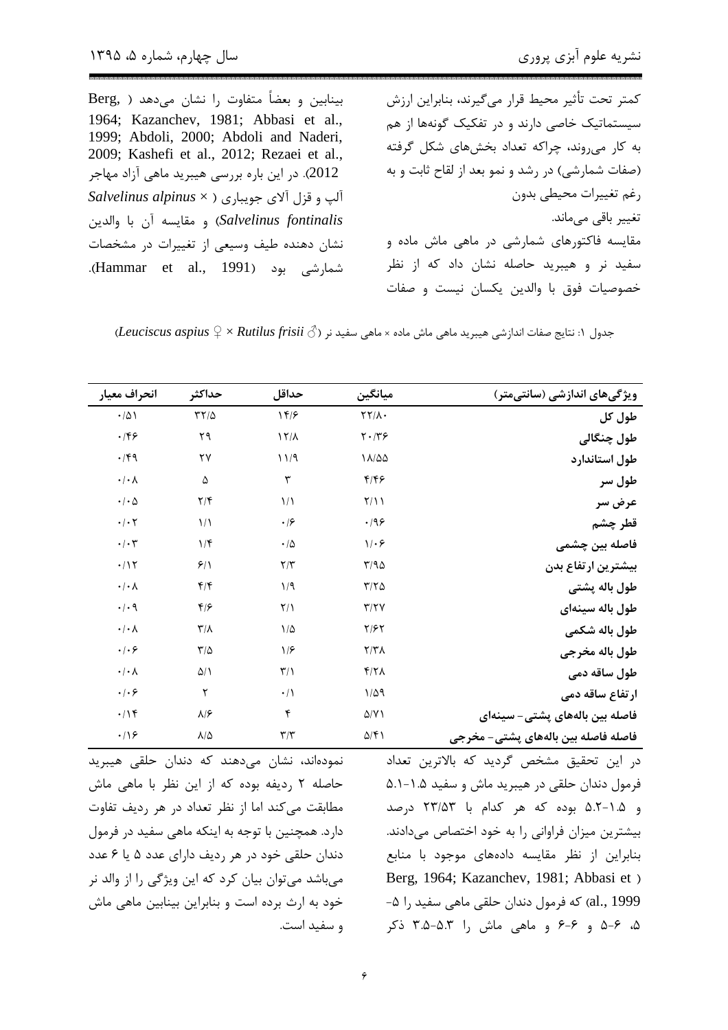کمتر تحت تأثیر محیط قرار می‌گیرند، بنابراین ارزش سیستماتیک خاصی دارند و در تفکیک گونه‌ها از هم به کار می‌روند، چراکه تعداد بخش‌های شکل گرفته (صفات شمارشی) در رشد و نمو بعد از لقاح ثابت و به رغم تغییرات محیطی بدون تغییر باقی می‌ماند.

مقایسه فاکتورهای شمارشی در ماهی ماش ماده و سفید نر و هیبرید حاصله نشان داد که از نظر خصوصیات فوق با والدین یکسان نیست و صفات بینابین و بعضاً متفاوت را نشان می‌دهد (Berg, 1964; Kazanchev, 1981; Abbasi et al., 1999; Abdoli, 2000; Abdoli and Naderi, 2009; Kashefi et al., 2012; Rezaei et al., 2012). در این باره بررسی هیبرید ماهی آزاد مهاجر آلپ و قزل آلای جویباری (*Salvelinus alpinus* × *Salvelinus fontinalis*) و مقایسه آن با والدین نشان دهنده طیف وسیعی از تغییرات در مشخصات شمارشی بود (Hammar et al., 1991).

جدول ۱: نتایج صفات اندازشی هیبرید ماهی ماش ماده × ماهی سفید نر (*Leuciscus aspius* ♀ × *Rutilus frisii* ♂)

| ویژگی‌های اندازشی (سانتی‌متر) | میانگین | حداقل | حداکثر | انحراف معیار |
|---|---|---|---|---|
| طول کل | ۲۲/۸۰ | ۱۴/۶ | ۳۲/۵ | ۰/۵۱ |
| طول چنگالی | ۲۰/۳۶ | ۱۲/۸ | ۲۹ | ۰/۴۶ |
| طول استاندارد | ۱۸/۵۵ | ۱۱/۹ | ۲۷ | ۰/۴۹ |
| طول سر | ۴/۴۶ | ۳ | ۵ | ۰/۰۸ |
| عرض سر | ۲/۱۱ | ۱/۱ | ۲/۴ | ۰/۰۵ |
| قطر چشم | ۰/۹۶ | ۰/۶ | ۱/۱ | ۰/۰۲ |
| فاصله بین چشمی | ۱/۰۶ | ۰/۵ | ۱/۴ | ۰/۰۳ |
| بیشترین ارتفاع بدن | ۳/۹۵ | ۲/۳ | ۶/۱ | ۰/۱۲ |
| طول باله پشتی | ۳/۲۵ | ۱/۹ | ۴/۴ | ۰/۰۸ |
| طول باله سینه‌ای | ۳/۲۷ | ۲/۱ | ۴/۶ | ۰/۰۹ |
| طول باله شکمی | ۲/۶۲ | ۱/۵ | ۳/۸ | ۰/۰۸ |
| طول باله مخرجی | ۲/۳۸ | ۱/۶ | ۳/۵ | ۰/۰۶ |
| طول ساقه دمی | ۴/۲۸ | ۳/۱ | ۵/۱ | ۰/۰۸ |
| ارتفاع ساقه دمی | ۱/۵۹ | ۰/۱ | ۲ | ۰/۰۶ |
| فاصله بین باله‌های پشتی- سینه‌ای | ۵/۷۱ | ۴ | ۸/۶ | ۰/۱۴ |
| فاصله فاصله بین باله‌های پشتی- مخرجی | ۵/۴۱ | ۳/۳ | ۸/۵ | ۰/۱۶ |

در این تحقیق مشخص گردید که بالاترین تعداد فرمول دندان حلقی در هیبرید ماش و سفید ۱.۵-۵.۱ و ۱.۵-۵.۲ بوده که هر کدام با ۲۳/۵۳ درصد بیشترین میزان فراوانی را به خود اختصاص می‌دادند. بنابراین از نظر مقایسه داده‌های موجود با منابع (Berg, 1964; Kazanchev, 1981; Abbasi et al., 1999) که فرمول دندان حلقی ماهی سفید را ۵-۵، ۶-۵ و ۶-۶ و ماهی ماش را ۳.۵-۵.۳ ذکر نموده‌اند، نشان می‌دهند که دندان حلقی هیبرید حاصله ۲ ردیفه بوده که از این نظر با ماهی ماش مطابقت می‌کند اما از نظر تعداد در هر ردیف تفاوت دارد. همچنین با توجه به اینکه ماهی سفید در فرمول دندان حلقی خود در هر ردیف دارای عدد ۵ یا ۶ عدد می‌باشد می‌توان بیان کرد که این ویژگی را از والد نر خود به ارث برده است و بنابراین بینابین ماهی ماش و سفید است.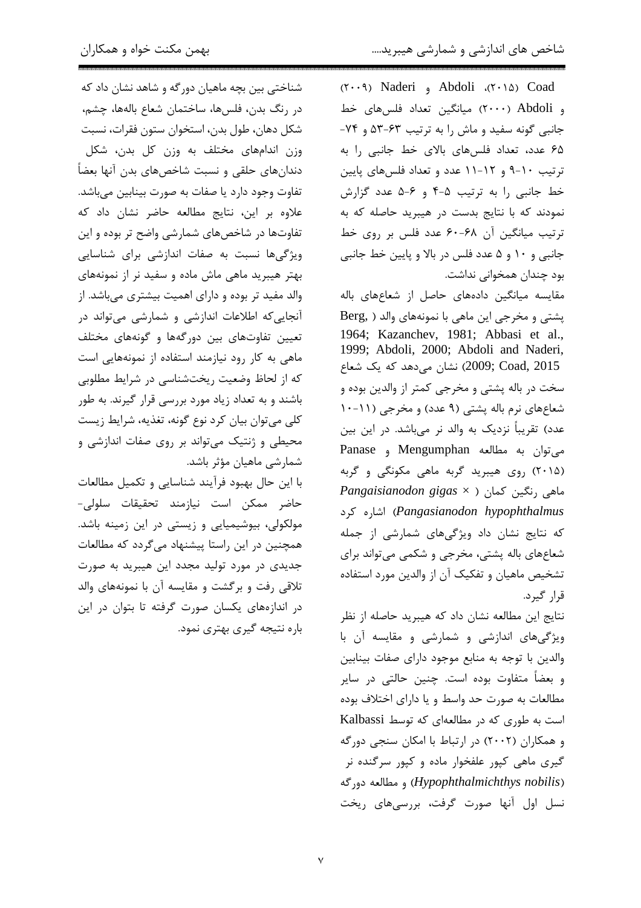Coad (۲۰۱۵)، Abdoli و Naderi (۲۰۰۹) و Abdoli (۲۰۰۰) میانگین تعداد فلس‌های خط جانبی گونه سفید و ماش را به ترتیب ۶۳-۵۳ و ۷۴-۶۵ عدد، تعداد فلس‌های بالای خط جانبی را به ترتیب ۱۰-۹ و ۱۲-۱۱ عدد و تعداد فلس‌های پایین خط جانبی را به ترتیب ۵-۴ و ۶-۵ عدد گزارش نمودند که با نتایج بدست در هیبرید حاصله که به ترتیب میانگین آن ۶۸-۶۰ عدد فلس بر روی خط جانبی و ۱۰ و ۵ عدد فلس در بالا و پایین خط جانبی بود چندان همخوانی نداشت.

مقایسه میانگین داده‌های حاصل از شعاع‌های باله پشتی و مخرجی این ماهی با نمونه‌های والد (Berg, 1964; Kazanchev, 1981; Abbasi et al., 1999; Abdoli, 2000; Abdoli and Naderi, 2009; Coad, 2015) نشان می‌دهد که یک شعاع سخت در باله پشتی و مخرجی کمتر از والدین بوده و شعاع‌های نرم باله پشتی (۹ عدد) و مخرجی (۱۱-۱۰ عدد) تقریباً نزدیک به والد نر می‌باشد. در این بین می‌توان به مطالعه Mengumphan و Panase (۲۰۱۵) روی هیبرید گربه ماهی مکونگی و گربه ماهی رنگین کمان (*Pangaisianodon gigas* × *Pangasianodon hypophthalmus*) اشاره کرد که نتایج نشان داد ویژگی‌های شمارشی از جمله شعاع‌های باله پشتی، مخرجی و شکمی می‌تواند برای تشخیص ماهیان و تفکیک آن از والدین مورد استفاده قرار گیرد.

نتایج این مطالعه نشان داد که هیبرید حاصله از نظر ویژگی‌های اندازشی و شمارشی و مقایسه آن با والدین با توجه به منابع موجود دارای صفات بینابین و بعضاً متفاوت بوده است. چنین حالتی در سایر مطالعات به صورت حد واسط و یا دارای اختلاف بوده است به طوری که در مطالعه‌ای که توسط Kalbassi و همکاران (۲۰۰۲) در ارتباط با امکان سنجی دورگه گیری ماهی کپور علفخوار ماده و کپور سرگنده نر (*Hypophthalmichthys nobilis*) و مطالعه دورگه نسل اول آنها صورت گرفت، بررسی‌های ریخت شناختی بین بچه ماهیان دورگه و شاهد نشان داد که در رنگ بدن، فلس‌ها، ساختمان شعاع باله‌ها، چشم، شکل دهان، طول بدن، استخوان ستون فقرات، نسبت وزن اندام‌های مختلف به وزن کل بدن، شکل دندان‌های حلقی و نسبت شاخص‌های بدن آنها بعضاً تفاوت وجود دارد یا صفات به صورت بینابین می‌باشد. علاوه بر این، نتایج مطالعه حاضر نشان داد که تفاوت‌ها در شاخص‌های شمارشی واضح تر بوده و این ویژگی‌ها نسبت به صفات اندازشی برای شناسایی بهتر هیبرید ماهی ماش ماده و سفید نر از نمونه‌های والد مفید تر بوده و دارای اهمیت بیشتری می‌باشد. از آنجایی‌که اطلاعات اندازشی و شمارشی می‌تواند در تعیین تفاوت‌های بین دورگه‌ها و گونه‌های مختلف ماهی به کار رود نیازمند استفاده از نمونه‌هایی است که از لحاظ وضعیت ریخت‌شناسی در شرایط مطلوبی باشند و به تعداد زیاد مورد بررسی قرار گیرند. به طور کلی می‌توان بیان کرد نوع گونه، تغذیه، شرایط زیست محیطی و ژنتیک می‌تواند بر روی صفات اندازشی و شمارشی ماهیان مؤثر باشد.

با این حال بهبود فرآیند شناسایی و تکمیل مطالعات حاضر ممکن است نیازمند تحقیقات سلولی-مولکولی، بیوشیمیایی و زیستی در این زمینه باشد. همچنین در این راستا پیشنهاد می‌گردد که مطالعات جدیدی در مورد تولید مجدد این هیبرید به صورت تلاقی رفت و برگشت و مقایسه آن با نمونه‌های والد در اندازه‌های یکسان صورت گرفته تا بتوان در این باره نتیجه گیری بهتری نمود.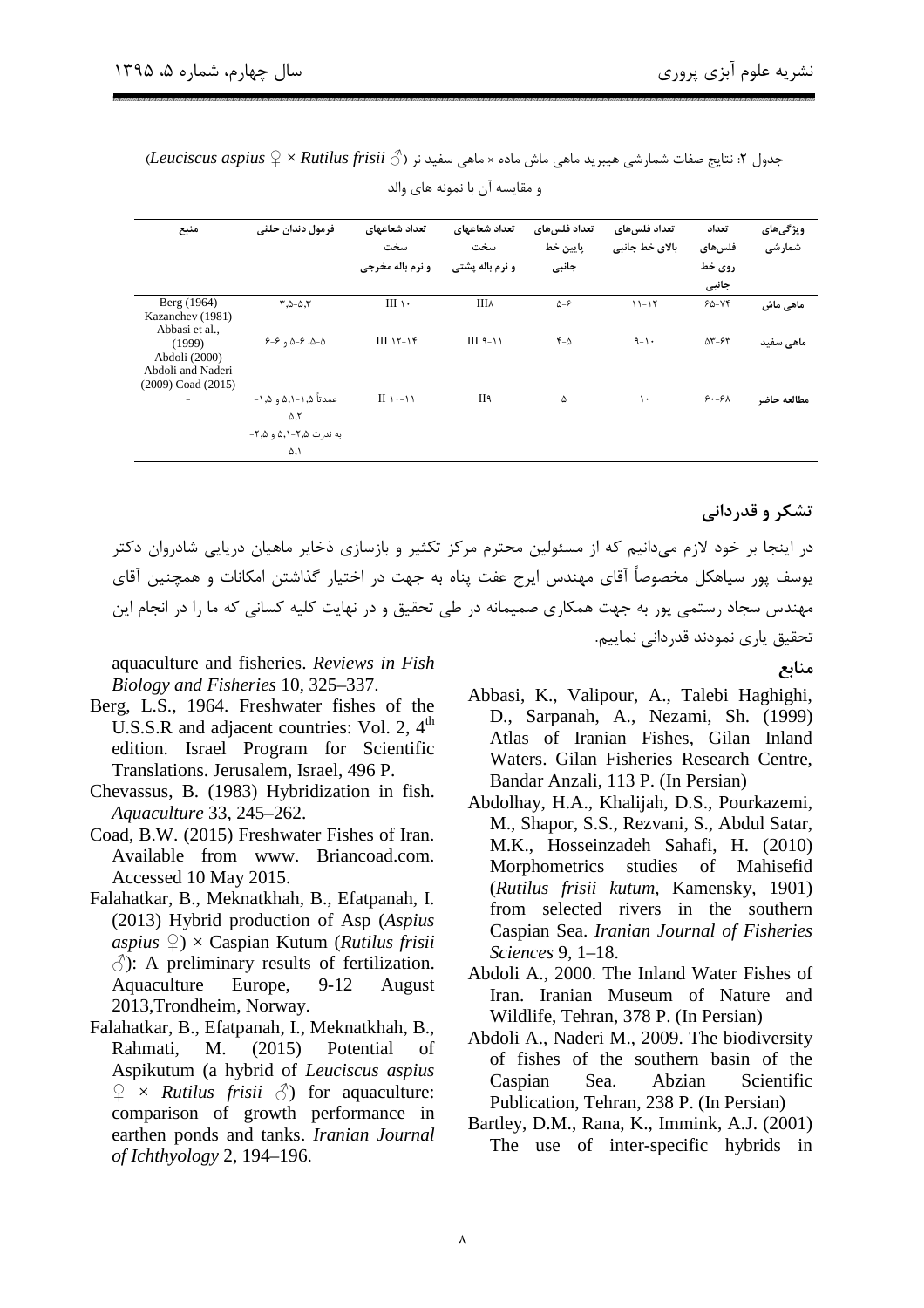جدول ۲: نتایج صفات شمارشی هیبرید ماهی ماش ماده × ماهی سفید نر (*Leuciscus aspius* ♀ × *Rutilus frisii* ♂) و مقایسه آن با نمونه های والد

| ویژگی‌های شمارشی | تعداد فلس‌های روی خط جانبی | تعداد فلس‌های بالای خط جانبی | تعداد فلس‌های پایین خط جانبی | تعداد شعاعهای سخت و نرم باله پشتی | تعداد شعاعهای سخت و نرم باله مخرجی | فرمول دندان حلقی | منبع |
|---|---|---|---|---|---|---|---|
| ماهی ماش | ۶۵-۷۴ | ۱۱-۱۲ | ۵-۶ | III۸ | III ۱۰ | ۳،۵-۵،۳ | Berg (1964) Kazanchev (1981) |
| ماهی سفید | ۵۳-۶۳ | ۹-۱۰ | ۴-۵ | III ۹-۱۱ | III ۱۲-۱۴ | ۵-۵، ۶-۵ و ۶-۶ | Abbasi et al., (1999) Abdoli (2000) Abdoli and Naderi (2009) Coad (2015) |
| مطالعه حاضر | ۶۰-۶۸ | ۱۰ | ۵ | II۹ | II ۱۰-۱۱ | عمدتاً ۱،۵-۵،۱ و ۱،۵-۵،۲ به ندرت ۲،۵-۵،۱ و ۲،۵-۵،۱ | - |

## تشکر و قدردانی

در اینجا بر خود لازم می‌دانیم که از مسئولین محترم مرکز تکثیر و بازسازی ذخایر ماهیان دریایی شادروان دکتر یوسف پور سیاهکل مخصوصاً آقای مهندس ایرج عفت پناه به جهت در اختیار گذاشتن امکانات و همچنین آقای مهندس سجاد رستمی پور به جهت همکاری صمیمانه در طی تحقیق و در نهایت کلیه کسانی که ما را در انجام این تحقیق یاری نمودند قدردانی نماییم.

## منابع

Abbasi, K., Valipour, A., Talebi Haghighi, D., Sarpanah, A., Nezami, Sh. (1999) Atlas of Iranian Fishes, Gilan Inland Waters. Gilan Fisheries Research Centre, Bandar Anzali, 113 P. (In Persian)

Abdolhay, H.A., Khalijah, D.S., Pourkazemi, M., Shapor, S.S., Rezvani, S., Abdul Satar, M.K., Hosseinzadeh Sahafi, H. (2010) Morphometrics studies of Mahisefid (*Rutilus frisii kutum*, Kamensky, 1901) from selected rivers in the southern Caspian Sea. *Iranian Journal of Fisheries Sciences* 9, 1–18.

Abdoli A., 2000. The Inland Water Fishes of Iran. Iranian Museum of Nature and Wildlife, Tehran, 378 P. (In Persian)

Abdoli A., Naderi M., 2009. The biodiversity of fishes of the southern basin of the Caspian Sea. Abzian Scientific Publication, Tehran, 238 P. (In Persian)

Bartley, D.M., Rana, K., Immink, A.J. (2001) The use of inter-specific hybrids in aquaculture and fisheries. *Reviews in Fish Biology and Fisheries* 10, 325–337.

Berg, L.S., 1964. Freshwater fishes of the U.S.S.R and adjacent countries: Vol. 2, 4th edition. Israel Program for Scientific Translations. Jerusalem, Israel, 496 P.

Chevassus, B. (1983) Hybridization in fish. *Aquaculture* 33, 245–262.

Coad, B.W. (2015) Freshwater Fishes of Iran. Available from www. Briancoad.com. Accessed 10 May 2015.

Falahatkar, B., Meknatkhah, B., Efatpanah, I. (2013) Hybrid production of Asp (*Aspius aspius* ♀) × Caspian Kutum (*Rutilus frisii* ♂): A preliminary results of fertilization. Aquaculture Europe, 9-12 August 2013,Trondheim, Norway.

Falahatkar, B., Efatpanah, I., Meknatkhah, B., Rahmati, M. (2015) Potential of Aspikutum (a hybrid of *Leuciscus aspius* ♀ × *Rutilus frisii* ♂) for aquaculture: comparison of growth performance in earthen ponds and tanks. *Iranian Journal of Ichthyology* 2, 194–196.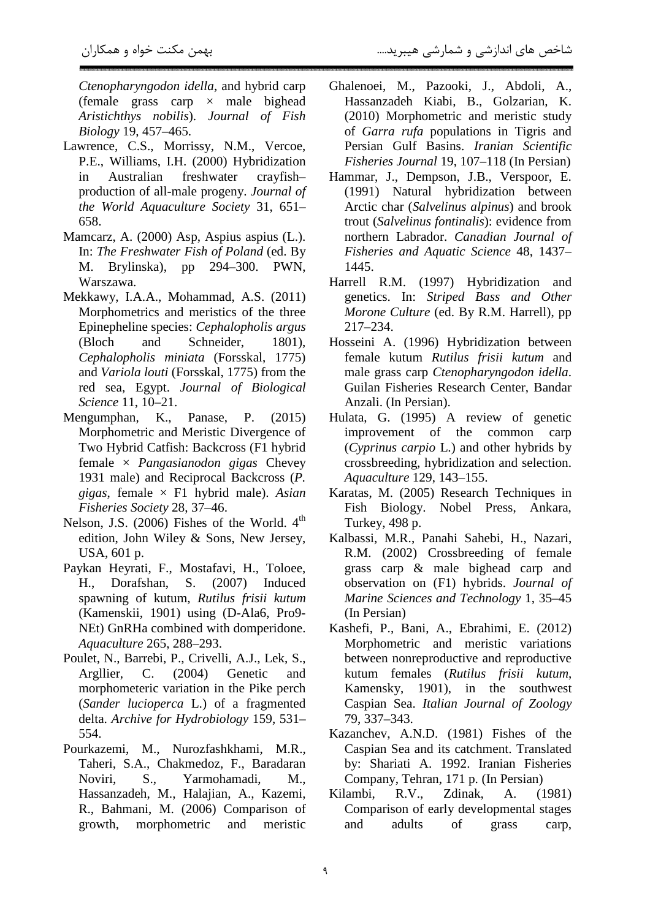*Ctenopharyngodon idella*, and hybrid carp (female grass carp × male bighead *Aristichthys nobilis*). *Journal of Fish Biology* 19, 457–465.

Lawrence, C.S., Morrissy, N.M., Vercoe, P.E., Williams, I.H. (2000) Hybridization in Australian freshwater crayfish–production of all-male progeny. *Journal of the World Aquaculture Society* 31, 651–658.

Mamcarz, A. (2000) Asp, Aspius aspius (L.). In: *The Freshwater Fish of Poland* (ed. By M. Brylinska), pp 294–300. PWN, Warszawa.

Mekkawy, I.A.A., Mohammad, A.S. (2011) Morphometrics and meristics of the three Epinepheline species: *Cephalopholis argus* (Bloch and Schneider, 1801), *Cephalopholis miniata* (Forsskal, 1775) and *Variola louti* (Forsskal, 1775) from the red sea, Egypt. *Journal of Biological Science* 11, 10–21.

Mengumphan, K., Panase, P. (2015) Morphometric and Meristic Divergence of Two Hybrid Catfish: Backcross (F1 hybrid female × *Pangasianodon gigas* Chevey 1931 male) and Reciprocal Backcross (*P. gigas*, female × F1 hybrid male). *Asian Fisheries Society* 28, 37–46.

Nelson, J.S. (2006) Fishes of the World. 4$^{th}$ edition, John Wiley & Sons, New Jersey, USA, 601 p.

Paykan Heyrati, F., Mostafavi, H., Toloee, H., Dorafshan, S. (2007) Induced spawning of kutum, *Rutilus frisii kutum* (Kamenskii, 1901) using (D-Ala6, Pro9-NEt) GnRHa combined with domperidone. *Aquaculture* 265, 288–293.

Poulet, N., Barrebi, P., Crivelli, A.J., Lek, S., Argllier, C. (2004) Genetic and morphometeric variation in the Pike perch (*Sander lucioperca* L.) of a fragmented delta. *Archive for Hydrobiology* 159, 531–554.

Pourkazemi, M., Nurozfashkhami, M.R., Taheri, S.A., Chakmedoz, F., Baradaran Noviri, S., Yarmohamadi, M., Hassanzadeh, M., Halajian, A., Kazemi, R., Bahmani, M. (2006) Comparison of growth, morphometric and meristic

Ghalenoei, M., Pazooki, J., Abdoli, A., Hassanzadeh Kiabi, B., Golzarian, K. (2010) Morphometric and meristic study of *Garra rufa* populations in Tigris and Persian Gulf Basins. *Iranian Scientific Fisheries Journal* 19, 107–118 (In Persian)

Hammar, J., Dempson, J.B., Verspoor, E. (1991) Natural hybridization between Arctic char (*Salvelinus alpinus*) and brook trout (*Salvelinus fontinalis*): evidence from northern Labrador. *Canadian Journal of Fisheries and Aquatic Science* 48, 1437–1445.

Harrell R.M. (1997) Hybridization and genetics. In: *Striped Bass and Other Morone Culture* (ed. By R.M. Harrell), pp 217–234.

Hosseini A. (1996) Hybridization between female kutum *Rutilus frisii kutum* and male grass carp *Ctenopharyngodon idella*. Guilan Fisheries Research Center, Bandar Anzali. (In Persian).

Hulata, G. (1995) A review of genetic improvement of the common carp (*Cyprinus carpio* L.) and other hybrids by crossbreeding, hybridization and selection. *Aquaculture* 129, 143–155.

Karatas, M. (2005) Research Techniques in Fish Biology. Nobel Press, Ankara, Turkey, 498 p.

Kalbassi, M.R., Panahi Sahebi, H., Nazari, R.M. (2002) Crossbreeding of female grass carp & male bighead carp and observation on (F1) hybrids. *Journal of Marine Sciences and Technology* 1, 35–45 (In Persian)

Kashefi, P., Bani, A., Ebrahimi, E. (2012) Morphometric and meristic variations between nonreproductive and reproductive kutum females (*Rutilus frisii kutum*, Kamensky, 1901), in the southwest Caspian Sea. *Italian Journal of Zoology* 79, 337–343.

Kazanchev, A.N.D. (1981) Fishes of the Caspian Sea and its catchment. Translated by: Shariati A. 1992. Iranian Fisheries Company, Tehran, 171 p. (In Persian)

Kilambi, R.V., Zdinak, A. (1981) Comparison of early developmental stages and adults of grass carp,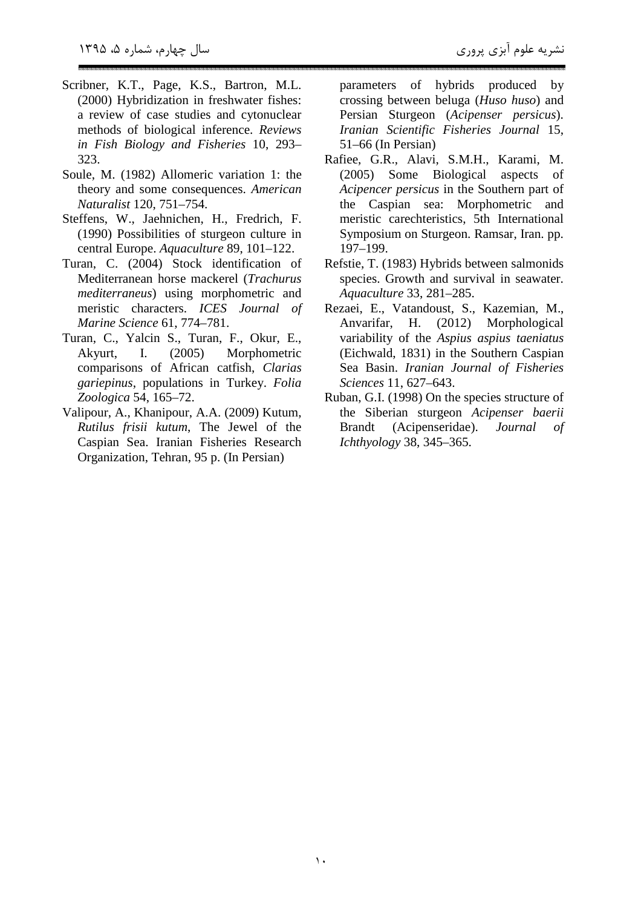Scribner, K.T., Page, K.S., Bartron, M.L. (2000) Hybridization in freshwater fishes: a review of case studies and cytonuclear methods of biological inference. *Reviews in Fish Biology and Fisheries* 10, 293–323.

Soule, M. (1982) Allomeric variation 1: the theory and some consequences. *American Naturalist* 120, 751–754.

Steffens, W., Jaehnichen, H., Fredrich, F. (1990) Possibilities of sturgeon culture in central Europe. *Aquaculture* 89, 101–122.

Turan, C. (2004) Stock identification of Mediterranean horse mackerel (*Trachurus mediterraneus*) using morphometric and meristic characters. *ICES Journal of Marine Science* 61, 774–781.

Turan, C., Yalcin S., Turan, F., Okur, E., Akyurt, I. (2005) Morphometric comparisons of African catfish, *Clarias gariepinus*, populations in Turkey. *Folia Zoologica* 54, 165–72.

Valipour, A., Khanipour, A.A. (2009) Kutum, *Rutilus frisii kutum*, The Jewel of the Caspian Sea. Iranian Fisheries Research Organization, Tehran, 95 p. (In Persian)

parameters of hybrids produced by crossing between beluga (*Huso huso*) and Persian Sturgeon (*Acipenser persicus*). *Iranian Scientific Fisheries Journal* 15, 51–66 (In Persian)

Rafiee, G.R., Alavi, S.M.H., Karami, M. (2005) Some Biological aspects of *Acipencer persicus* in the Southern part of the Caspian sea: Morphometric and meristic carechteristics, 5th International Symposium on Sturgeon. Ramsar, Iran. pp. 197–199.

Refstie, T. (1983) Hybrids between salmonids species. Growth and survival in seawater. *Aquaculture* 33, 281–285.

Rezaei, E., Vatandoust, S., Kazemian, M., Anvarifar, H. (2012) Morphological variability of the *Aspius aspius taeniatus* (Eichwald, 1831) in the Southern Caspian Sea Basin. *Iranian Journal of Fisheries Sciences* 11, 627–643.

Ruban, G.I. (1998) On the species structure of the Siberian sturgeon *Acipenser baerii* Brandt (Acipenseridae). *Journal of Ichthyology* 38, 345–365.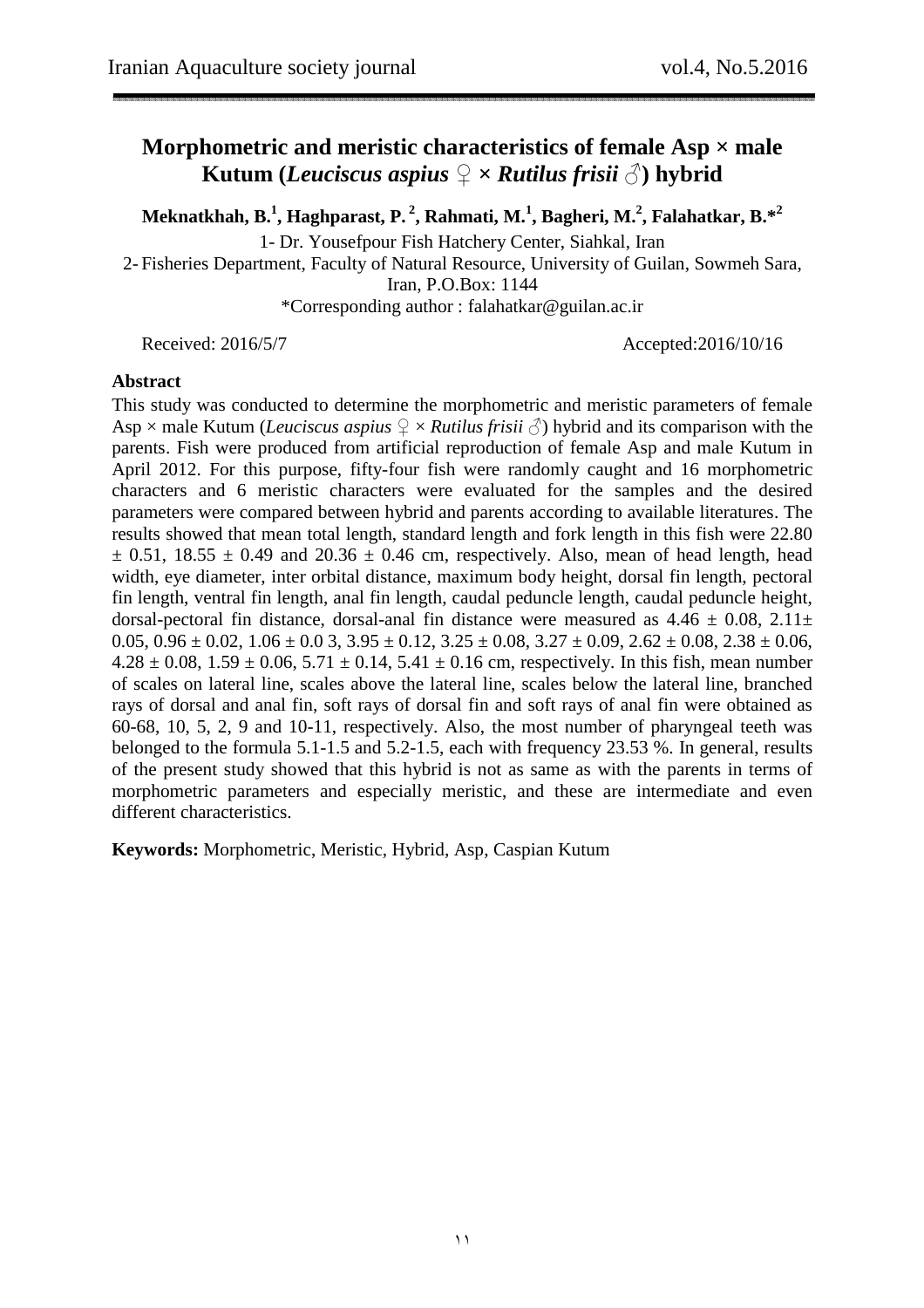# Morphometric and meristic characteristics of female Asp × male Kutum (*Leuciscus aspius* ♀ × *Rutilus frisii* ♂) hybrid

**Meknatkhah, B.[1], Haghparast, P.[2], Rahmati, M.[1], Bagheri, M.[2], Falahatkar, B.*[2]**

1- Dr. Yousefpour Fish Hatchery Center, Siahkal, Iran

2- Fisheries Department, Faculty of Natural Resource, University of Guilan, Sowmeh Sara, Iran, P.O.Box: 1144

*Corresponding author : falahatkar@guilan.ac.ir

Received: 2016/5/7 Accepted:2016/10/16

**Abstract**

This study was conducted to determine the morphometric and meristic parameters of female Asp × male Kutum (*Leuciscus aspius* ♀ × *Rutilus frisii* ♂) hybrid and its comparison with the parents. Fish were produced from artificial reproduction of female Asp and male Kutum in April 2012. For this purpose, fifty-four fish were randomly caught and 16 morphometric characters and 6 meristic characters were evaluated for the samples and the desired parameters were compared between hybrid and parents according to available literatures. The results showed that mean total length, standard length and fork length in this fish were 22.80 ± 0.51, 18.55 ± 0.49 and 20.36 ± 0.46 cm, respectively. Also, mean of head length, head width, eye diameter, inter orbital distance, maximum body height, dorsal fin length, pectoral fin length, ventral fin length, anal fin length, caudal peduncle length, caudal peduncle height, dorsal-pectoral fin distance, dorsal-anal fin distance were measured as 4.46 ± 0.08, 2.11± 0.05, 0.96 ± 0.02, 1.06 ± 0.0 3, 3.95 ± 0.12, 3.25 ± 0.08, 3.27 ± 0.09, 2.62 ± 0.08, 2.38 ± 0.06, 4.28 ± 0.08, 1.59 ± 0.06, 5.71 ± 0.14, 5.41 ± 0.16 cm, respectively. In this fish, mean number of scales on lateral line, scales above the lateral line, scales below the lateral line, branched rays of dorsal and anal fin, soft rays of dorsal fin and soft rays of anal fin were obtained as 60-68, 10, 5, 2, 9 and 10-11, respectively. Also, the most number of pharyngeal teeth was belonged to the formula 5.1-1.5 and 5.2-1.5, each with frequency 23.53 %. In general, results of the present study showed that this hybrid is not as same as with the parents in terms of morphometric parameters and especially meristic, and these are intermediate and even different characteristics.

**Keywords:** Morphometric, Meristic, Hybrid, Asp, Caspian Kutum